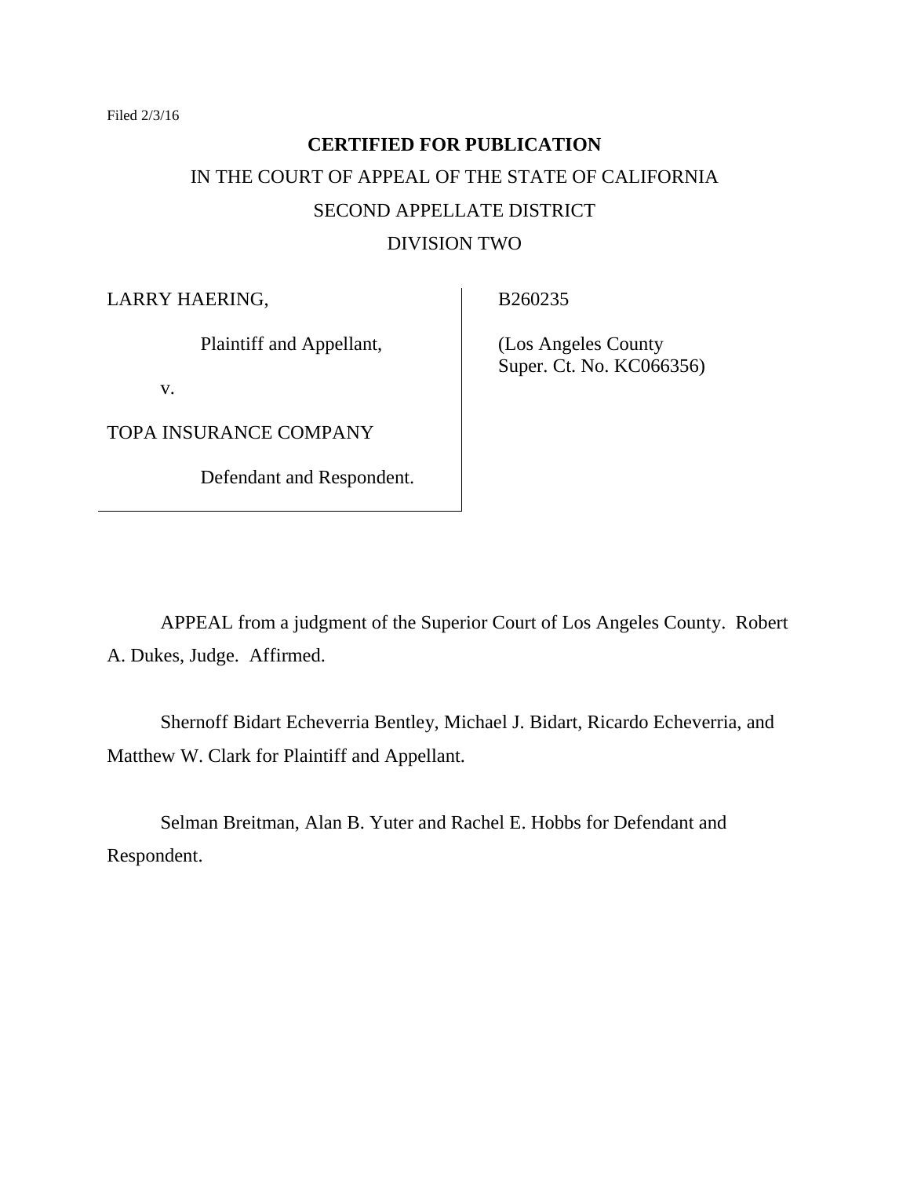Filed 2/3/16

**CERTIFIED FOR PUBLICATION**

IN THE COURT OF APPEAL OF THE STATE OF CALIFORNIA

SECOND APPELLATE DISTRICT

DIVISION TWO

| | |
|---|---|
| LARRY HAERING,<br><br>Plaintiff and Appellant,<br><br>v.<br><br>TOPA INSURANCE COMPANY<br><br>Defendant and Respondent. | B260235<br><br>(Los Angeles County Super. Ct. No. KC066356) |

APPEAL from a judgment of the Superior Court of Los Angeles County. Robert A. Dukes, Judge. Affirmed.

Shernoff Bidart Echeverria Bentley, Michael J. Bidart, Ricardo Echeverria, and Matthew W. Clark for Plaintiff and Appellant.

Selman Breitman, Alan B. Yuter and Rachel E. Hobbs for Defendant and Respondent.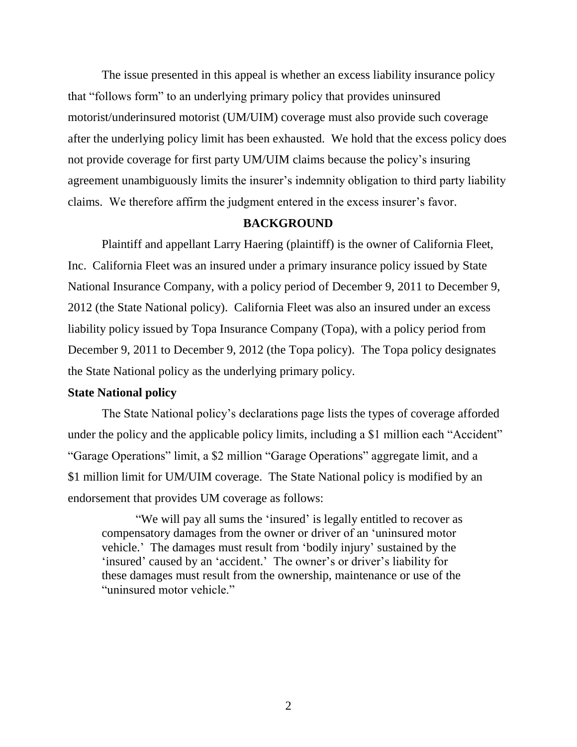The issue presented in this appeal is whether an excess liability insurance policy that "follows form" to an underlying primary policy that provides uninsured motorist/underinsured motorist (UM/UIM) coverage must also provide such coverage after the underlying policy limit has been exhausted. We hold that the excess policy does not provide coverage for first party UM/UIM claims because the policy's insuring agreement unambiguously limits the insurer's indemnity obligation to third party liability claims. We therefore affirm the judgment entered in the excess insurer's favor.

## BACKGROUND

Plaintiff and appellant Larry Haering (plaintiff) is the owner of California Fleet, Inc. California Fleet was an insured under a primary insurance policy issued by State National Insurance Company, with a policy period of December 9, 2011 to December 9, 2012 (the State National policy). California Fleet was also an insured under an excess liability policy issued by Topa Insurance Company (Topa), with a policy period from December 9, 2011 to December 9, 2012 (the Topa policy). The Topa policy designates the State National policy as the underlying primary policy.

### State National policy

The State National policy's declarations page lists the types of coverage afforded under the policy and the applicable policy limits, including a $1 million each "Accident" "Garage Operations" limit, a $2 million "Garage Operations" aggregate limit, and a $1 million limit for UM/UIM coverage. The State National policy is modified by an endorsement that provides UM coverage as follows:

> "We will pay all sums the 'insured' is legally entitled to recover as compensatory damages from the owner or driver of an 'uninsured motor vehicle.' The damages must result from 'bodily injury' sustained by the 'insured' caused by an 'accident.' The owner's or driver's liability for these damages must result from the ownership, maintenance or use of the "uninsured motor vehicle."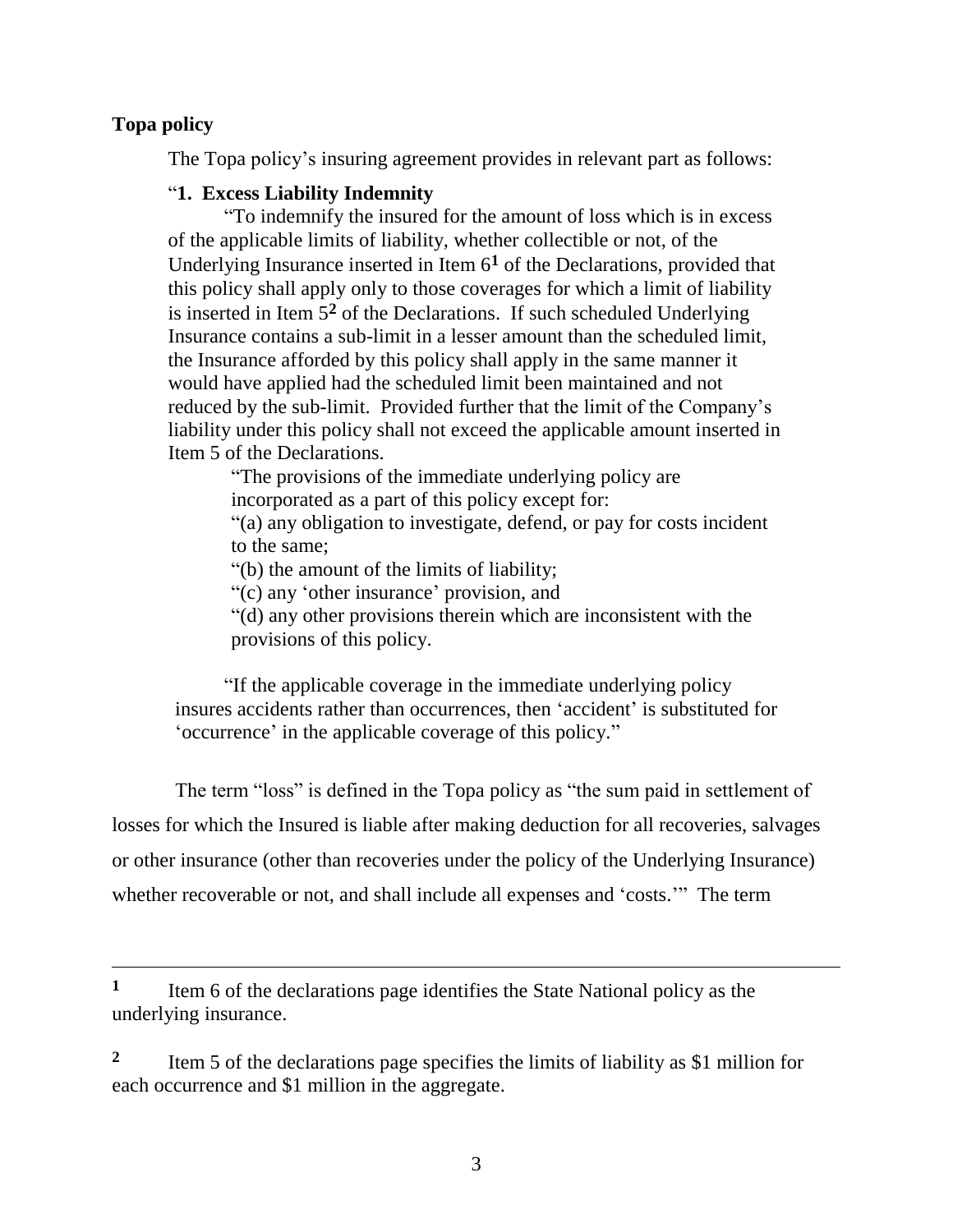**Topa policy**

The Topa policy's insuring agreement provides in relevant part as follows:

"**1. Excess Liability Indemnity**

"To indemnify the insured for the amount of loss which is in excess of the applicable limits of liability, whether collectible or not, of the Underlying Insurance inserted in Item 6[1] of the Declarations, provided that this policy shall apply only to those coverages for which a limit of liability is inserted in Item 5[2] of the Declarations. If such scheduled Underlying Insurance contains a sub-limit in a lesser amount than the scheduled limit, the Insurance afforded by this policy shall apply in the same manner it would have applied had the scheduled limit been maintained and not reduced by the sub-limit. Provided further that the limit of the Company's liability under this policy shall not exceed the applicable amount inserted in Item 5 of the Declarations.

"The provisions of the immediate underlying policy are incorporated as a part of this policy except for:

"(a) any obligation to investigate, defend, or pay for costs incident to the same;

"(b) the amount of the limits of liability;

"(c) any 'other insurance' provision, and

"(d) any other provisions therein which are inconsistent with the provisions of this policy.

"If the applicable coverage in the immediate underlying policy insures accidents rather than occurrences, then 'accident' is substituted for 'occurrence' in the applicable coverage of this policy."

The term "loss" is defined in the Topa policy as "the sum paid in settlement of losses for which the Insured is liable after making deduction for all recoveries, salvages or other insurance (other than recoveries under the policy of the Underlying Insurance) whether recoverable or not, and shall include all expenses and 'costs.'" The term

---

[1] Item 6 of the declarations page identifies the State National policy as the underlying insurance.

[2] Item 5 of the declarations page specifies the limits of liability as $1 million for each occurrence and $1 million in the aggregate.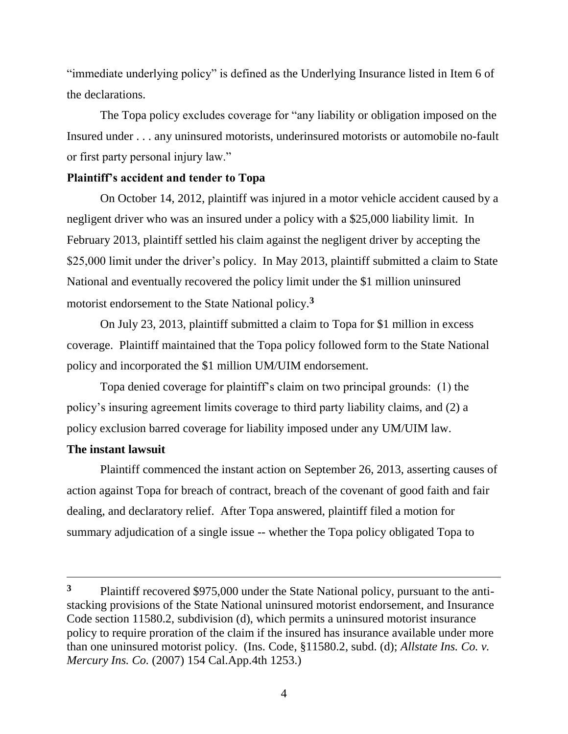"immediate underlying policy" is defined as the Underlying Insurance listed in Item 6 of the declarations.

The Topa policy excludes coverage for "any liability or obligation imposed on the Insured under . . . any uninsured motorists, underinsured motorists or automobile no-fault or first party personal injury law."

**Plaintiff's accident and tender to Topa**

On October 14, 2012, plaintiff was injured in a motor vehicle accident caused by a negligent driver who was an insured under a policy with a $25,000 liability limit. In February 2013, plaintiff settled his claim against the negligent driver by accepting the $25,000 limit under the driver's policy. In May 2013, plaintiff submitted a claim to State National and eventually recovered the policy limit under the $1 million uninsured motorist endorsement to the State National policy.[3]

On July 23, 2013, plaintiff submitted a claim to Topa for $1 million in excess coverage. Plaintiff maintained that the Topa policy followed form to the State National policy and incorporated the $1 million UM/UIM endorsement.

Topa denied coverage for plaintiff's claim on two principal grounds: (1) the policy's insuring agreement limits coverage to third party liability claims, and (2) a policy exclusion barred coverage for liability imposed under any UM/UIM law.

**The instant lawsuit**

Plaintiff commenced the instant action on September 26, 2013, asserting causes of action against Topa for breach of contract, breach of the covenant of good faith and fair dealing, and declaratory relief. After Topa answered, plaintiff filed a motion for summary adjudication of a single issue -- whether the Topa policy obligated Topa to

---

[3] Plaintiff recovered $975,000 under the State National policy, pursuant to the anti-stacking provisions of the State National uninsured motorist endorsement, and Insurance Code section 11580.2, subdivision (d), which permits a uninsured motorist insurance policy to require proration of the claim if the insured has insurance available under more than one uninsured motorist policy. (Ins. Code, §11580.2, subd. (d); *Allstate Ins. Co. v. Mercury Ins. Co.* (2007) 154 Cal.App.4th 1253.)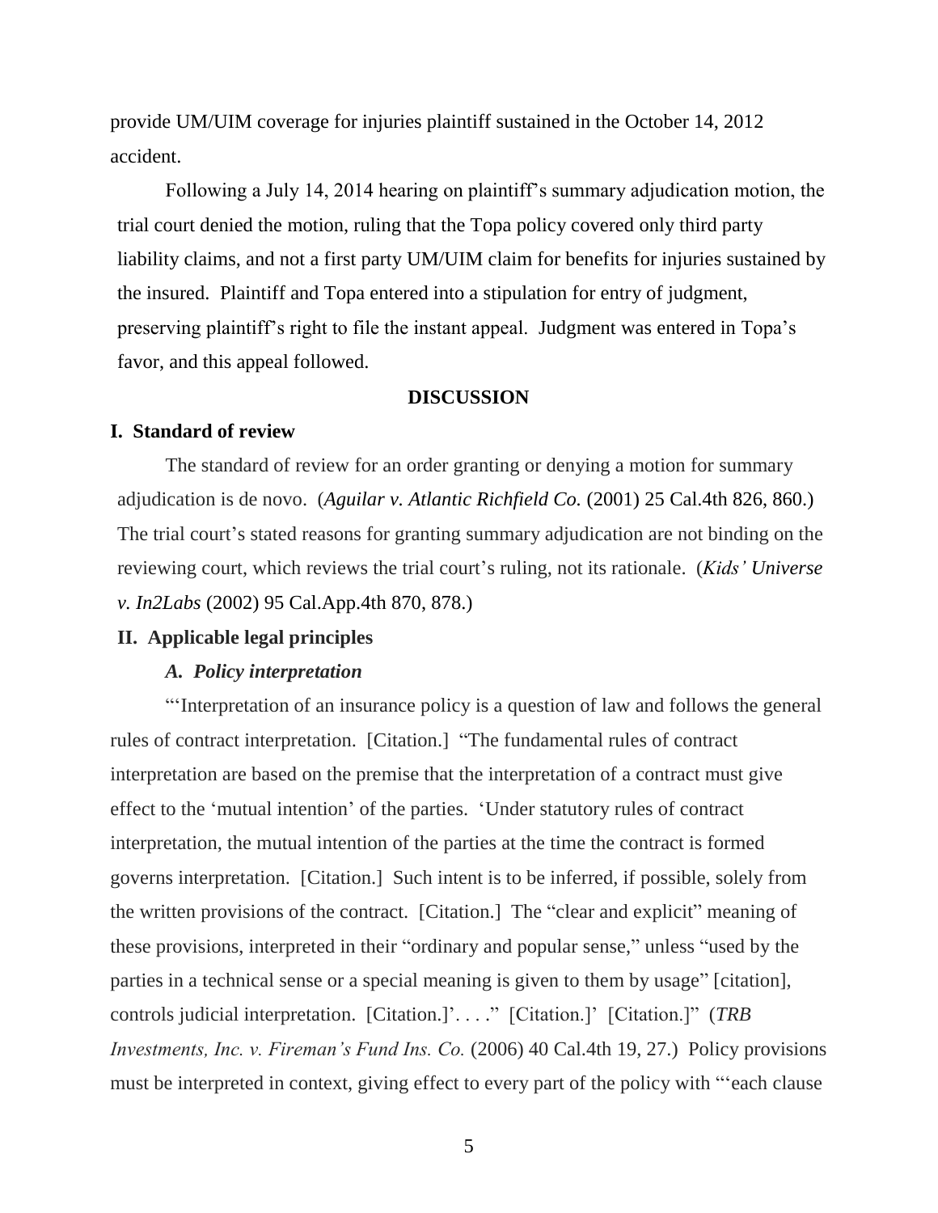provide UM/UIM coverage for injuries plaintiff sustained in the October 14, 2012 accident.

Following a July 14, 2014 hearing on plaintiff's summary adjudication motion, the trial court denied the motion, ruling that the Topa policy covered only third party liability claims, and not a first party UM/UIM claim for benefits for injuries sustained by the insured. Plaintiff and Topa entered into a stipulation for entry of judgment, preserving plaintiff's right to file the instant appeal. Judgment was entered in Topa's favor, and this appeal followed.

## DISCUSSION

### I. Standard of review

The standard of review for an order granting or denying a motion for summary adjudication is de novo. (*Aguilar v. Atlantic Richfield Co.* (2001) 25 Cal.4th 826, 860.) The trial court's stated reasons for granting summary adjudication are not binding on the reviewing court, which reviews the trial court's ruling, not its rationale. (*Kids' Universe v. In2Labs* (2002) 95 Cal.App.4th 870, 878.)

### II. Applicable legal principles

#### *A. Policy interpretation*

"'Interpretation of an insurance policy is a question of law and follows the general rules of contract interpretation. [Citation.] "The fundamental rules of contract interpretation are based on the premise that the interpretation of a contract must give effect to the 'mutual intention' of the parties. 'Under statutory rules of contract interpretation, the mutual intention of the parties at the time the contract is formed governs interpretation. [Citation.] Such intent is to be inferred, if possible, solely from the written provisions of the contract. [Citation.] The "clear and explicit" meaning of these provisions, interpreted in their "ordinary and popular sense," unless "used by the parties in a technical sense or a special meaning is given to them by usage" [citation], controls judicial interpretation. [Citation.]'. . . ." [Citation.]' [Citation.]" (*TRB Investments, Inc. v. Fireman's Fund Ins. Co.* (2006) 40 Cal.4th 19, 27.) Policy provisions must be interpreted in context, giving effect to every part of the policy with "'each clause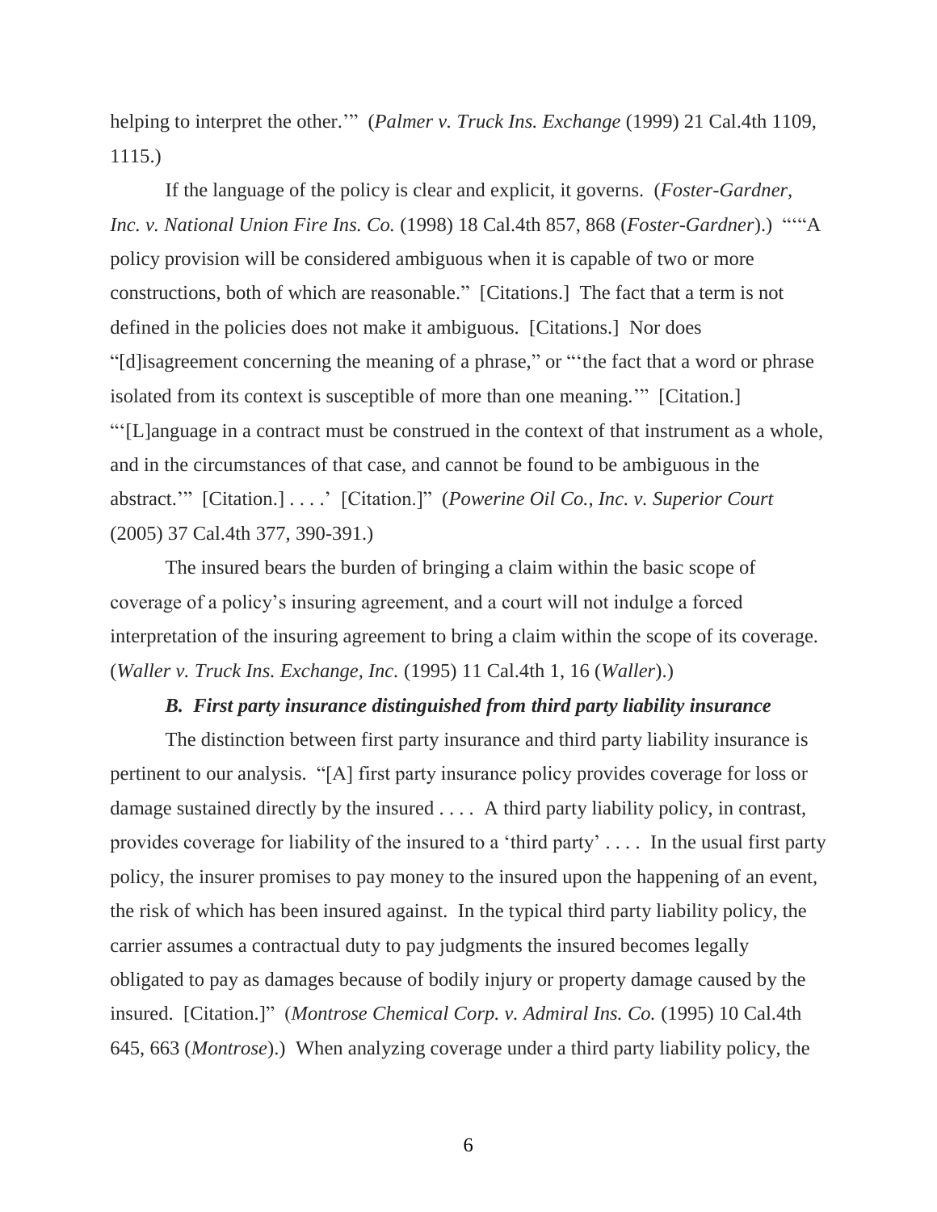helping to interpret the other.'" (*Palmer v. Truck Ins. Exchange* (1999) 21 Cal.4th 1109, 1115.)

If the language of the policy is clear and explicit, it governs. (*Foster-Gardner, Inc. v. National Union Fire Ins. Co.* (1998) 18 Cal.4th 857, 868 (*Foster-Gardner*).) "'"A policy provision will be considered ambiguous when it is capable of two or more constructions, both of which are reasonable." [Citations.] The fact that a term is not defined in the policies does not make it ambiguous. [Citations.] Nor does "[d]isagreement concerning the meaning of a phrase," or "'the fact that a word or phrase isolated from its context is susceptible of more than one meaning.'" [Citation.] "'[L]anguage in a contract must be construed in the context of that instrument as a whole, and in the circumstances of that case, and cannot be found to be ambiguous in the abstract.'" [Citation.] . . . .' [Citation.]" (*Powerine Oil Co., Inc. v. Superior Court* (2005) 37 Cal.4th 377, 390-391.)

The insured bears the burden of bringing a claim within the basic scope of coverage of a policy's insuring agreement, and a court will not indulge a forced interpretation of the insuring agreement to bring a claim within the scope of its coverage. (*Waller v. Truck Ins. Exchange, Inc.* (1995) 11 Cal.4th 1, 16 (*Waller*).)

### *B. First party insurance distinguished from third party liability insurance*

The distinction between first party insurance and third party liability insurance is pertinent to our analysis. "[A] first party insurance policy provides coverage for loss or damage sustained directly by the insured . . . . A third party liability policy, in contrast, provides coverage for liability of the insured to a 'third party' . . . . In the usual first party policy, the insurer promises to pay money to the insured upon the happening of an event, the risk of which has been insured against. In the typical third party liability policy, the carrier assumes a contractual duty to pay judgments the insured becomes legally obligated to pay as damages because of bodily injury or property damage caused by the insured. [Citation.]" (*Montrose Chemical Corp. v. Admiral Ins. Co.* (1995) 10 Cal.4th 645, 663 (*Montrose*).) When analyzing coverage under a third party liability policy, the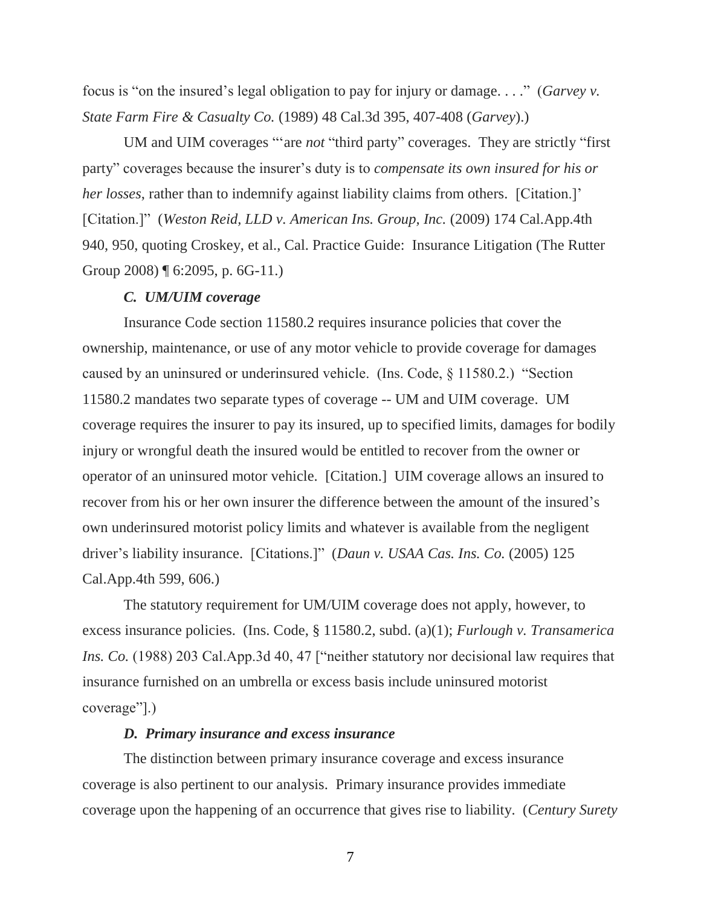focus is "on the insured's legal obligation to pay for injury or damage. . . ." (*Garvey v. State Farm Fire & Casualty Co.* (1989) 48 Cal.3d 395, 407-408 (*Garvey*).)

UM and UIM coverages "'are *not* "third party" coverages. They are strictly "first party" coverages because the insurer's duty is to *compensate its own insured for his or her losses*, rather than to indemnify against liability claims from others. [Citation.]' [Citation.]" (*Weston Reid, LLD v. American Ins. Group, Inc.* (2009) 174 Cal.App.4th 940, 950, quoting Croskey, et al., Cal. Practice Guide: Insurance Litigation (The Rutter Group 2008) ¶ 6:2095, p. 6G-11.)

### *C. UM/UIM coverage*

Insurance Code section 11580.2 requires insurance policies that cover the ownership, maintenance, or use of any motor vehicle to provide coverage for damages caused by an uninsured or underinsured vehicle. (Ins. Code, § 11580.2.) "Section 11580.2 mandates two separate types of coverage -- UM and UIM coverage. UM coverage requires the insurer to pay its insured, up to specified limits, damages for bodily injury or wrongful death the insured would be entitled to recover from the owner or operator of an uninsured motor vehicle. [Citation.] UIM coverage allows an insured to recover from his or her own insurer the difference between the amount of the insured's own underinsured motorist policy limits and whatever is available from the negligent driver's liability insurance. [Citations.]" (*Daun v. USAA Cas. Ins. Co.* (2005) 125 Cal.App.4th 599, 606.)

The statutory requirement for UM/UIM coverage does not apply, however, to excess insurance policies. (Ins. Code, § 11580.2, subd. (a)(1); *Furlough v. Transamerica Ins. Co.* (1988) 203 Cal.App.3d 40, 47 ["neither statutory nor decisional law requires that insurance furnished on an umbrella or excess basis include uninsured motorist coverage"].)

### *D. Primary insurance and excess insurance*

The distinction between primary insurance coverage and excess insurance coverage is also pertinent to our analysis. Primary insurance provides immediate coverage upon the happening of an occurrence that gives rise to liability. (*Century Surety*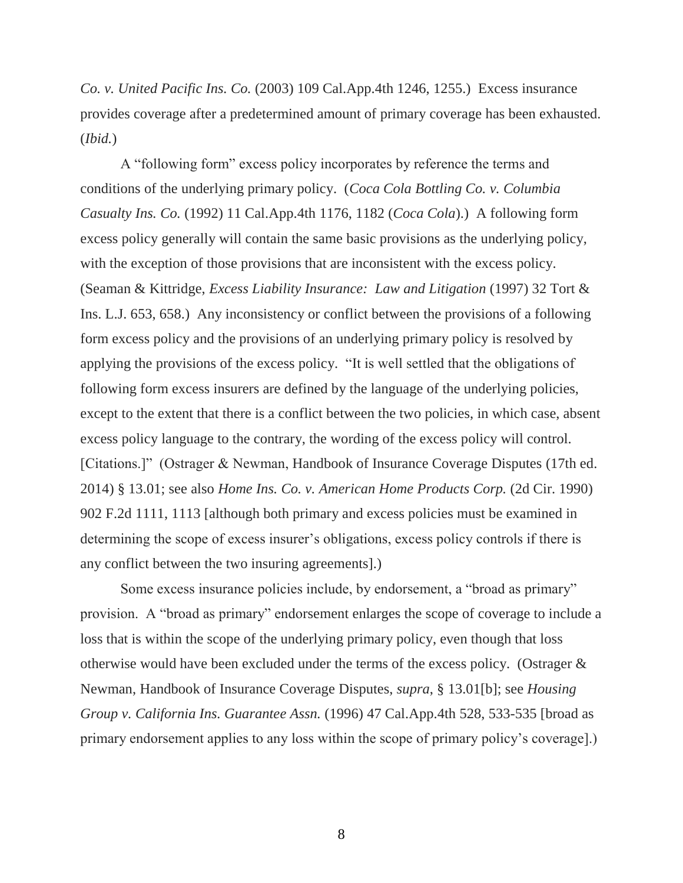*Co. v. United Pacific Ins. Co.* (2003) 109 Cal.App.4th 1246, 1255.) Excess insurance provides coverage after a predetermined amount of primary coverage has been exhausted. (*Ibid.*)

A "following form" excess policy incorporates by reference the terms and conditions of the underlying primary policy. (*Coca Cola Bottling Co. v. Columbia Casualty Ins. Co.* (1992) 11 Cal.App.4th 1176, 1182 (*Coca Cola*).) A following form excess policy generally will contain the same basic provisions as the underlying policy, with the exception of those provisions that are inconsistent with the excess policy. (Seaman & Kittridge, *Excess Liability Insurance: Law and Litigation* (1997) 32 Tort & Ins. L.J. 653, 658.) Any inconsistency or conflict between the provisions of a following form excess policy and the provisions of an underlying primary policy is resolved by applying the provisions of the excess policy. "It is well settled that the obligations of following form excess insurers are defined by the language of the underlying policies, except to the extent that there is a conflict between the two policies, in which case, absent excess policy language to the contrary, the wording of the excess policy will control. [Citations.]" (Ostrager & Newman, Handbook of Insurance Coverage Disputes (17th ed. 2014) § 13.01; see also *Home Ins. Co. v. American Home Products Corp.* (2d Cir. 1990) 902 F.2d 1111, 1113 [although both primary and excess policies must be examined in determining the scope of excess insurer's obligations, excess policy controls if there is any conflict between the two insuring agreements].)

Some excess insurance policies include, by endorsement, a "broad as primary" provision. A "broad as primary" endorsement enlarges the scope of coverage to include a loss that is within the scope of the underlying primary policy, even though that loss otherwise would have been excluded under the terms of the excess policy. (Ostrager & Newman, Handbook of Insurance Coverage Disputes, *supra*, § 13.01[b]; see *Housing Group v. California Ins. Guarantee Assn.* (1996) 47 Cal.App.4th 528, 533-535 [broad as primary endorsement applies to any loss within the scope of primary policy's coverage].)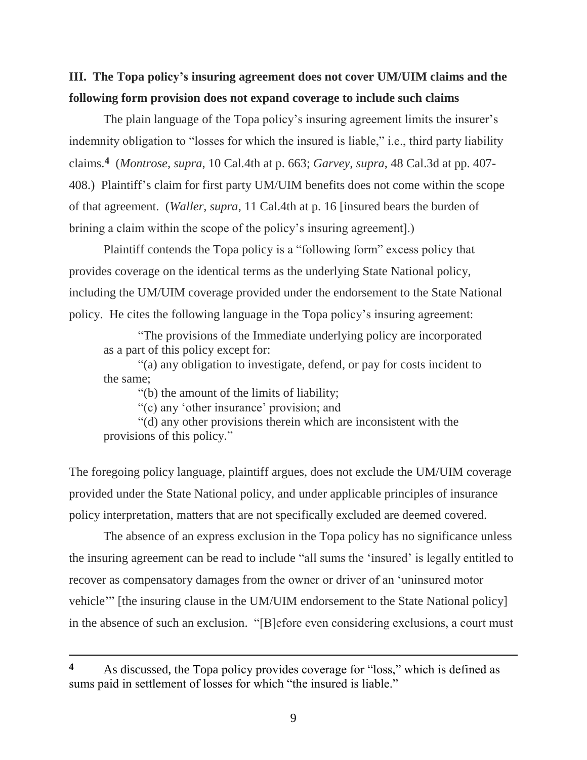## III. The Topa policy's insuring agreement does not cover UM/UIM claims and the following form provision does not expand coverage to include such claims

The plain language of the Topa policy's insuring agreement limits the insurer's indemnity obligation to "losses for which the insured is liable," i.e., third party liability claims.[4] (*Montrose, supra*, 10 Cal.4th at p. 663; *Garvey*, *supra*, 48 Cal.3d at pp. 407-408.) Plaintiff's claim for first party UM/UIM benefits does not come within the scope of that agreement. (*Waller, supra*, 11 Cal.4th at p. 16 [insured bears the burden of brining a claim within the scope of the policy's insuring agreement].)

Plaintiff contends the Topa policy is a "following form" excess policy that provides coverage on the identical terms as the underlying State National policy, including the UM/UIM coverage provided under the endorsement to the State National policy. He cites the following language in the Topa policy's insuring agreement:

> "The provisions of the Immediate underlying policy are incorporated as a part of this policy except for:
>
> "(a) any obligation to investigate, defend, or pay for costs incident to the same;
>
> "(b) the amount of the limits of liability;
>
> "(c) any 'other insurance' provision; and
>
> "(d) any other provisions therein which are inconsistent with the provisions of this policy."

The foregoing policy language, plaintiff argues, does not exclude the UM/UIM coverage provided under the State National policy, and under applicable principles of insurance policy interpretation, matters that are not specifically excluded are deemed covered.

The absence of an express exclusion in the Topa policy has no significance unless the insuring agreement can be read to include "all sums the 'insured' is legally entitled to recover as compensatory damages from the owner or driver of an 'uninsured motor vehicle'" [the insuring clause in the UM/UIM endorsement to the State National policy] in the absence of such an exclusion. "[B]efore even considering exclusions, a court must

---

[4] As discussed, the Topa policy provides coverage for "loss," which is defined as sums paid in settlement of losses for which "the insured is liable."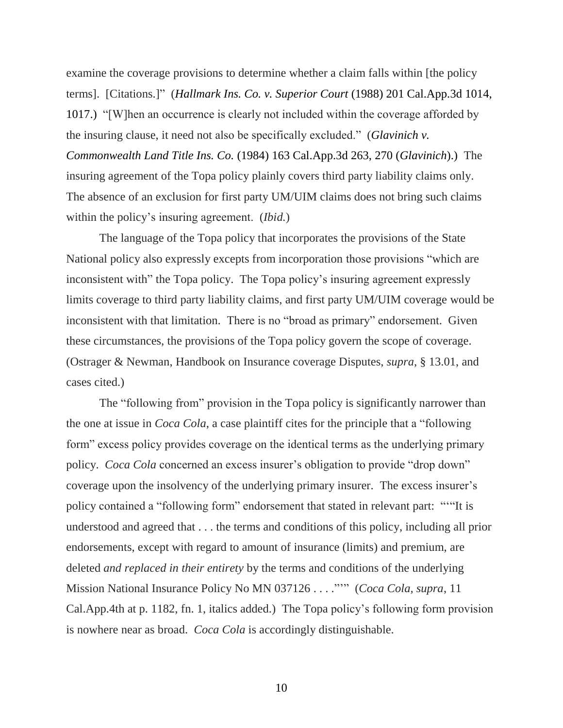examine the coverage provisions to determine whether a claim falls within [the policy terms]. [Citations.]" (*Hallmark Ins. Co. v. Superior Court* (1988) 201 Cal.App.3d 1014, 1017.) "[W]hen an occurrence is clearly not included within the coverage afforded by the insuring clause, it need not also be specifically excluded." (*Glavinich v. Commonwealth Land Title Ins. Co.* (1984) 163 Cal.App.3d 263, 270 (*Glavinich*).) The insuring agreement of the Topa policy plainly covers third party liability claims only. The absence of an exclusion for first party UM/UIM claims does not bring such claims within the policy's insuring agreement. (*Ibid.*)

The language of the Topa policy that incorporates the provisions of the State National policy also expressly excepts from incorporation those provisions "which are inconsistent with" the Topa policy. The Topa policy's insuring agreement expressly limits coverage to third party liability claims, and first party UM/UIM coverage would be inconsistent with that limitation. There is no "broad as primary" endorsement. Given these circumstances, the provisions of the Topa policy govern the scope of coverage. (Ostrager & Newman, Handbook on Insurance coverage Disputes, *supra*, § 13.01, and cases cited.)

The "following from" provision in the Topa policy is significantly narrower than the one at issue in *Coca Cola*, a case plaintiff cites for the principle that a "following form" excess policy provides coverage on the identical terms as the underlying primary policy. *Coca Cola* concerned an excess insurer's obligation to provide "drop down" coverage upon the insolvency of the underlying primary insurer. The excess insurer's policy contained a "following form" endorsement that stated in relevant part: "'"It is understood and agreed that . . . the terms and conditions of this policy, including all prior endorsements, except with regard to amount of insurance (limits) and premium, are deleted *and replaced in their entirety* by the terms and conditions of the underlying Mission National Insurance Policy No MN 037126 . . . ."'" (*Coca Cola*, *supra*, 11 Cal.App.4th at p. 1182, fn. 1, italics added.) The Topa policy's following form provision is nowhere near as broad. *Coca Cola* is accordingly distinguishable.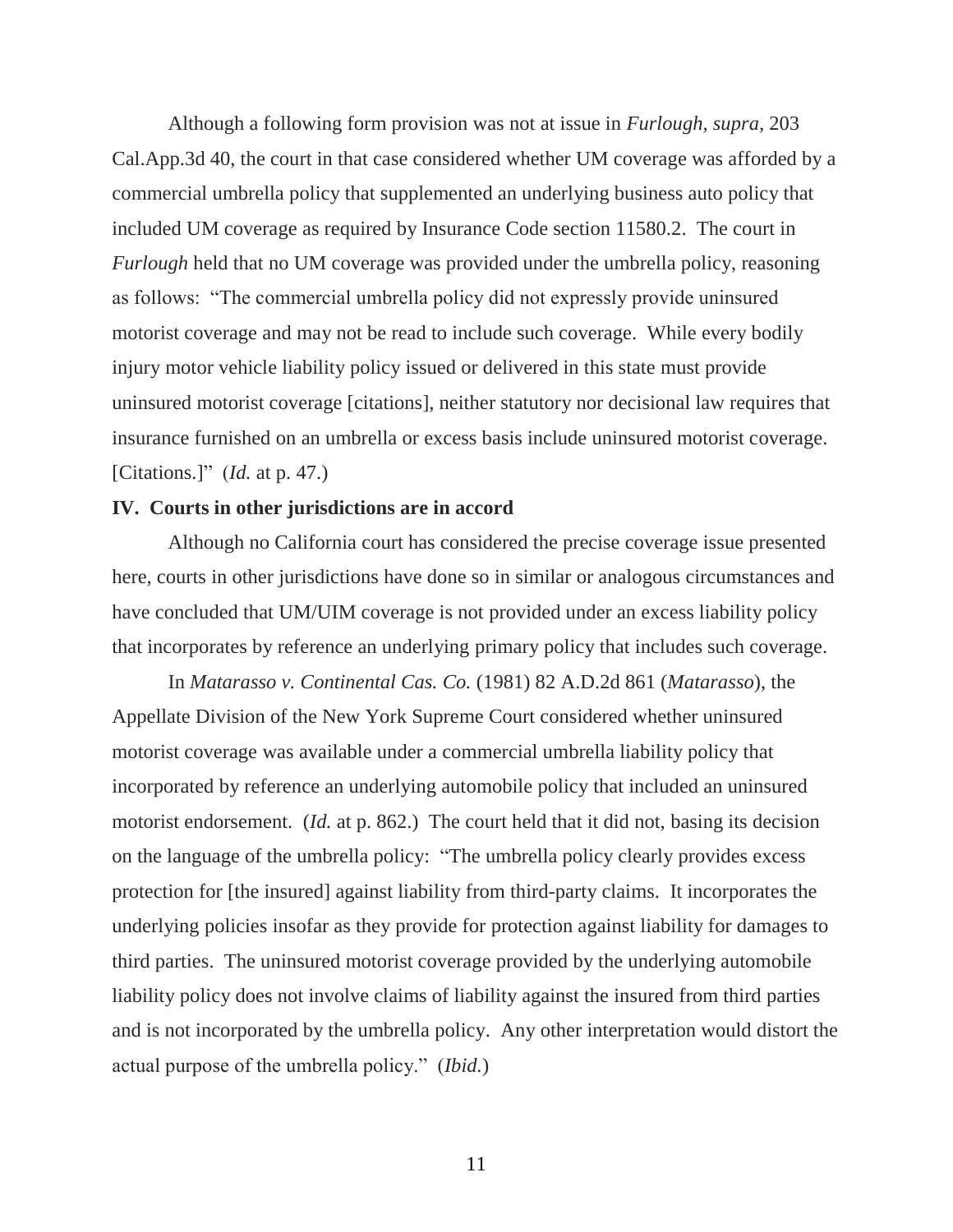Although a following form provision was not at issue in *Furlough*, *supra*, 203 Cal.App.3d 40, the court in that case considered whether UM coverage was afforded by a commercial umbrella policy that supplemented an underlying business auto policy that included UM coverage as required by Insurance Code section 11580.2. The court in *Furlough* held that no UM coverage was provided under the umbrella policy, reasoning as follows: "The commercial umbrella policy did not expressly provide uninsured motorist coverage and may not be read to include such coverage. While every bodily injury motor vehicle liability policy issued or delivered in this state must provide uninsured motorist coverage [citations], neither statutory nor decisional law requires that insurance furnished on an umbrella or excess basis include uninsured motorist coverage. [Citations.]" (*Id.* at p. 47.)

**IV. Courts in other jurisdictions are in accord**

Although no California court has considered the precise coverage issue presented here, courts in other jurisdictions have done so in similar or analogous circumstances and have concluded that UM/UIM coverage is not provided under an excess liability policy that incorporates by reference an underlying primary policy that includes such coverage.

In *Matarasso v. Continental Cas. Co.* (1981) 82 A.D.2d 861 (*Matarasso*), the Appellate Division of the New York Supreme Court considered whether uninsured motorist coverage was available under a commercial umbrella liability policy that incorporated by reference an underlying automobile policy that included an uninsured motorist endorsement. (*Id.* at p. 862.) The court held that it did not, basing its decision on the language of the umbrella policy: "The umbrella policy clearly provides excess protection for [the insured] against liability from third-party claims. It incorporates the underlying policies insofar as they provide for protection against liability for damages to third parties. The uninsured motorist coverage provided by the underlying automobile liability policy does not involve claims of liability against the insured from third parties and is not incorporated by the umbrella policy. Any other interpretation would distort the actual purpose of the umbrella policy." (*Ibid.*)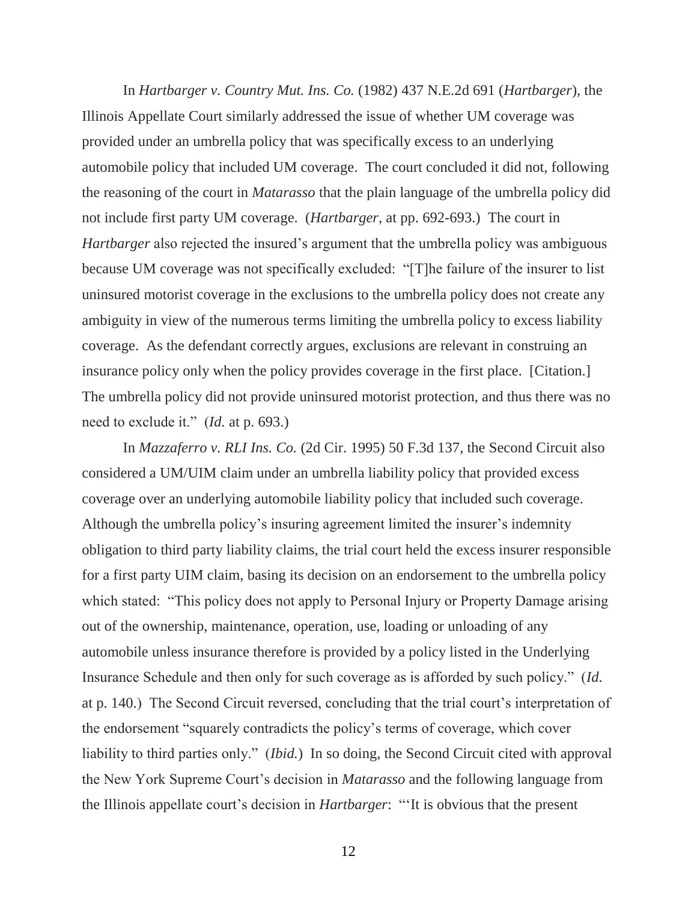In *Hartbarger v. Country Mut. Ins. Co.* (1982) 437 N.E.2d 691 (*Hartbarger*), the Illinois Appellate Court similarly addressed the issue of whether UM coverage was provided under an umbrella policy that was specifically excess to an underlying automobile policy that included UM coverage. The court concluded it did not, following the reasoning of the court in *Matarasso* that the plain language of the umbrella policy did not include first party UM coverage. (*Hartbarger*, at pp. 692-693.) The court in *Hartbarger* also rejected the insured's argument that the umbrella policy was ambiguous because UM coverage was not specifically excluded: "[T]he failure of the insurer to list uninsured motorist coverage in the exclusions to the umbrella policy does not create any ambiguity in view of the numerous terms limiting the umbrella policy to excess liability coverage. As the defendant correctly argues, exclusions are relevant in construing an insurance policy only when the policy provides coverage in the first place. [Citation.] The umbrella policy did not provide uninsured motorist protection, and thus there was no need to exclude it." (*Id.* at p. 693.)

In *Mazzaferro v. RLI Ins. Co.* (2d Cir. 1995) 50 F.3d 137, the Second Circuit also considered a UM/UIM claim under an umbrella liability policy that provided excess coverage over an underlying automobile liability policy that included such coverage. Although the umbrella policy's insuring agreement limited the insurer's indemnity obligation to third party liability claims, the trial court held the excess insurer responsible for a first party UIM claim, basing its decision on an endorsement to the umbrella policy which stated: "This policy does not apply to Personal Injury or Property Damage arising out of the ownership, maintenance, operation, use, loading or unloading of any automobile unless insurance therefore is provided by a policy listed in the Underlying Insurance Schedule and then only for such coverage as is afforded by such policy." (*Id.* at p. 140.) The Second Circuit reversed, concluding that the trial court's interpretation of the endorsement "squarely contradicts the policy's terms of coverage, which cover liability to third parties only." (*Ibid.*) In so doing, the Second Circuit cited with approval the New York Supreme Court's decision in *Matarasso* and the following language from the Illinois appellate court's decision in *Hartbarger*: "'It is obvious that the present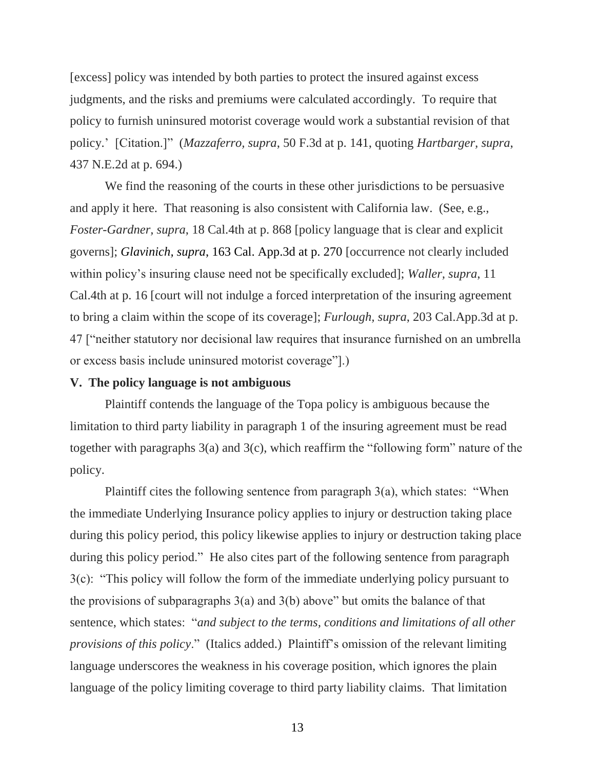[excess] policy was intended by both parties to protect the insured against excess judgments, and the risks and premiums were calculated accordingly. To require that policy to furnish uninsured motorist coverage would work a substantial revision of that policy.' [Citation.]" (*Mazzaferro, supra*, 50 F.3d at p. 141, quoting *Hartbarger, supra*, 437 N.E.2d at p. 694.)

We find the reasoning of the courts in these other jurisdictions to be persuasive and apply it here. That reasoning is also consistent with California law. (See, e.g., *Foster-Gardner, supra*, 18 Cal.4th at p. 868 [policy language that is clear and explicit governs]; *Glavinich, supra*, 163 Cal. App.3d at p. 270 [occurrence not clearly included within policy's insuring clause need not be specifically excluded]; *Waller, supra*, 11 Cal.4th at p. 16 [court will not indulge a forced interpretation of the insuring agreement to bring a claim within the scope of its coverage]; *Furlough, supra*, 203 Cal.App.3d at p. 47 ["neither statutory nor decisional law requires that insurance furnished on an umbrella or excess basis include uninsured motorist coverage"].)

**V. The policy language is not ambiguous**

Plaintiff contends the language of the Topa policy is ambiguous because the limitation to third party liability in paragraph 1 of the insuring agreement must be read together with paragraphs 3(a) and 3(c), which reaffirm the "following form" nature of the policy.

Plaintiff cites the following sentence from paragraph 3(a), which states: "When the immediate Underlying Insurance policy applies to injury or destruction taking place during this policy period, this policy likewise applies to injury or destruction taking place during this policy period." He also cites part of the following sentence from paragraph 3(c): "This policy will follow the form of the immediate underlying policy pursuant to the provisions of subparagraphs 3(a) and 3(b) above" but omits the balance of that sentence, which states: "*and subject to the terms, conditions and limitations of all other provisions of this policy*." (Italics added.) Plaintiff's omission of the relevant limiting language underscores the weakness in his coverage position, which ignores the plain language of the policy limiting coverage to third party liability claims. That limitation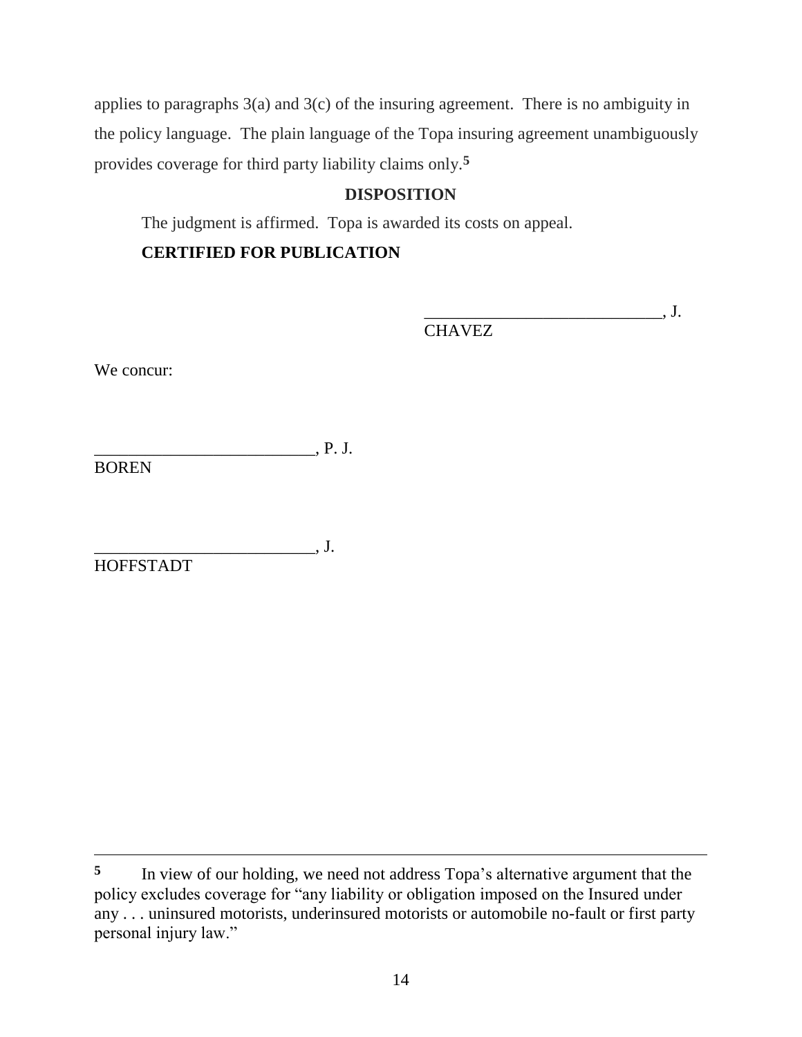applies to paragraphs 3(a) and 3(c) of the insuring agreement. There is no ambiguity in the policy language. The plain language of the Topa insuring agreement unambiguously provides coverage for third party liability claims only.[5]

## DISPOSITION

The judgment is affirmed. Topa is awarded its costs on appeal.

**CERTIFIED FOR PUBLICATION**

____________________________, J.
CHAVEZ

We concur:

__________________________, P. J.
BOREN

__________________________, J.
HOFFSTADT

---

[5] In view of our holding, we need not address Topa's alternative argument that the policy excludes coverage for "any liability or obligation imposed on the Insured under any . . . uninsured motorists, underinsured motorists or automobile no-fault or first party personal injury law."